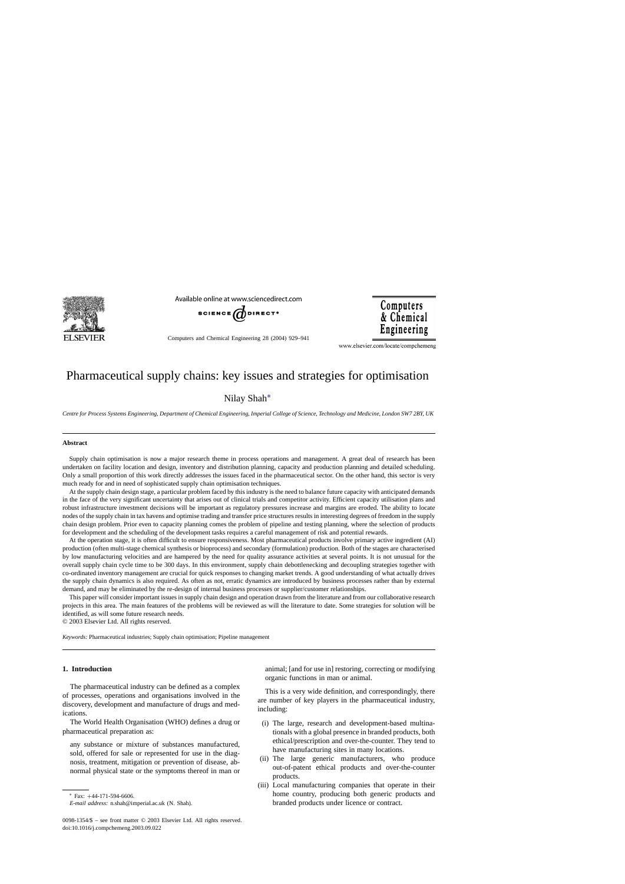# Pharmaceutical supply chains: key issues and strategies for optimisation

Nilay Shah*

*Centre for Process Systems Engineering, Department of Chemical Engineering, Imperial College of Science, Technology and Medicine, London SW7 2BY, UK*

## Abstract

Supply chain optimisation is now a major research theme in process operations and management. A great deal of research has been undertaken on facility location and design, inventory and distribution planning, capacity and production planning and detailed scheduling. Only a small proportion of this work directly addresses the issues faced in the pharmaceutical sector. On the other hand, this sector is very much ready for and in need of sophisticated supply chain optimisation techniques.

At the supply chain design stage, a particular problem faced by this industry is the need to balance future capacity with anticipated demands in the face of the very significant uncertainty that arises out of clinical trials and competitor activity. Efficient capacity utilisation plans and robust infrastructure investment decisions will be important as regulatory pressures increase and margins are eroded. The ability to locate nodes of the supply chain in tax havens and optimise trading and transfer price structures results in interesting degrees of freedom in the supply chain design problem. Prior even to capacity planning comes the problem of pipeline and testing planning, where the selection of products for development and the scheduling of the development tasks requires a careful management of risk and potential rewards.

At the operation stage, it is often difficult to ensure responsiveness. Most pharmaceutical products involve primary active ingredient (AI) production (often multi-stage chemical synthesis or bioprocess) and secondary (formulation) production. Both of the stages are characterised by low manufacturing velocities and are hampered by the need for quality assurance activities at several points. It is not unusual for the overall supply chain cycle time to be 300 days. In this environment, supply chain debottlenecking and decoupling strategies together with co-ordinated inventory management are crucial for quick responses to changing market trends. A good understanding of what actually drives the supply chain dynamics is also required. As often as not, erratic dynamics are introduced by business processes rather than by external demand, and may be eliminated by the re-design of internal business processes or supplier/customer relationships.

This paper will consider important issues in supply chain design and operation drawn from the literature and from our collaborative research projects in this area. The main features of the problems will be reviewed as will the literature to date. Some strategies for solution will be identified, as will some future research needs.

© 2003 Elsevier Ltd. All rights reserved.

*Keywords:* Pharmaceutical industries; Supply chain optimisation; Pipeline management

## 1. Introduction

The pharmaceutical industry can be defined as a complex of processes, operations and organisations involved in the discovery, development and manufacture of drugs and medications.

The World Health Organisation (WHO) defines a drug or pharmaceutical preparation as:

> any substance or mixture of substances manufactured, sold, offered for sale or represented for use in the diagnosis, treatment, mitigation or prevention of disease, abnormal physical state or the symptoms thereof in man or animal; [and for use in] restoring, correcting or modifying organic functions in man or animal.

This is a very wide definition, and correspondingly, there are number of key players in the pharmaceutical industry, including:

(i) The large, research and development-based multinationals with a global presence in branded products, both ethical/prescription and over-the-counter. They tend to have manufacturing sites in many locations.
(ii) The large generic manufacturers, who produce out-of-patent ethical products and over-the-counter products.
(iii) Local manufacturing companies that operate in their home country, producing both generic products and branded products under licence or contract.

* Fax: +44-171-594-6606.
*E-mail address:* n.shah@imperial.ac.uk (N. Shah).

0098-1354/$ – see front matter © 2003 Elsevier Ltd. All rights reserved.
doi:10.1016/j.compchemeng.2003.09.022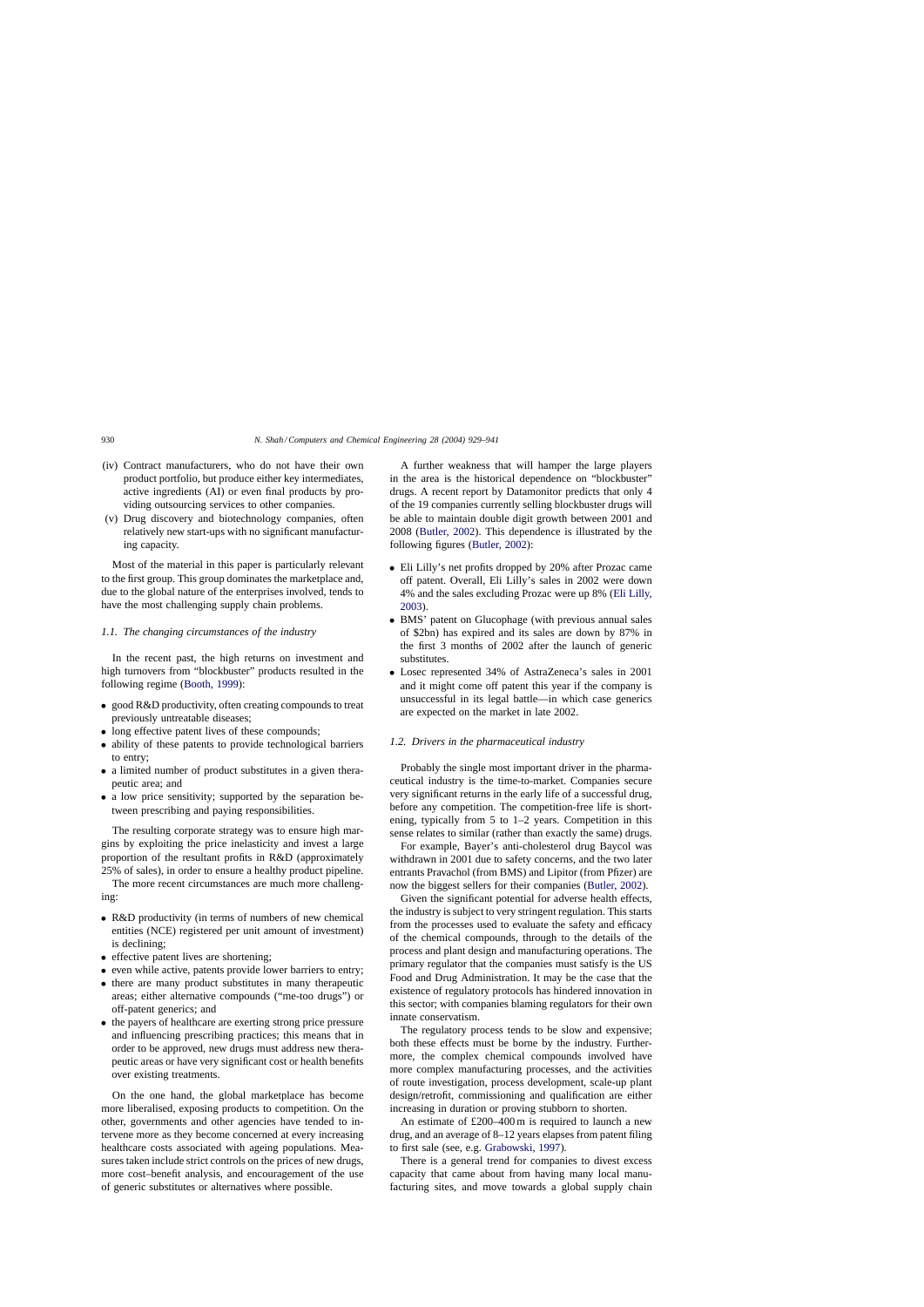(iv) Contract manufacturers, who do not have their own product portfolio, but produce either key intermediates, active ingredients (AI) or even final products by providing outsourcing services to other companies.

(v) Drug discovery and biotechnology companies, often relatively new start-ups with no significant manufacturing capacity.

Most of the material in this paper is particularly relevant to the first group. This group dominates the marketplace and, due to the global nature of the enterprises involved, tends to have the most challenging supply chain problems.

### *1.1. The changing circumstances of the industry*

In the recent past, the high returns on investment and high turnovers from "blockbuster" products resulted in the following regime (Booth, 1999):

- good R&D productivity, often creating compounds to treat previously untreatable diseases;
- long effective patent lives of these compounds;
- ability of these patents to provide technological barriers to entry;
- a limited number of product substitutes in a given therapeutic area; and
- a low price sensitivity; supported by the separation between prescribing and paying responsibilities.

The resulting corporate strategy was to ensure high margins by exploiting the price inelasticity and invest a large proportion of the resultant profits in R&D (approximately 25% of sales), in order to ensure a healthy product pipeline.

The more recent circumstances are much more challenging:

- R&D productivity (in terms of numbers of new chemical entities (NCE) registered per unit amount of investment) is declining;
- effective patent lives are shortening;
- even while active, patents provide lower barriers to entry;
- there are many product substitutes in many therapeutic areas; either alternative compounds ("me-too drugs") or off-patent generics; and
- the payers of healthcare are exerting strong price pressure and influencing prescribing practices; this means that in order to be approved, new drugs must address new therapeutic areas or have very significant cost or health benefits over existing treatments.

On the one hand, the global marketplace has become more liberalised, exposing products to competition. On the other, governments and other agencies have tended to intervene more as they become concerned at every increasing healthcare costs associated with ageing populations. Measures taken include strict controls on the prices of new drugs, more cost–benefit analysis, and encouragement of the use of generic substitutes or alternatives where possible.

A further weakness that will hamper the large players in the area is the historical dependence on "blockbuster" drugs. A recent report by Datamonitor predicts that only 4 of the 19 companies currently selling blockbuster drugs will be able to maintain double digit growth between 2001 and 2008 (Butler, 2002). This dependence is illustrated by the following figures (Butler, 2002):

- Eli Lilly's net profits dropped by 20% after Prozac came off patent. Overall, Eli Lilly's sales in 2002 were down 4% and the sales excluding Prozac were up 8% (Eli Lilly, 2003).
- BMS' patent on Glucophage (with previous annual sales of \$2bn) has expired and its sales are down by 87% in the first 3 months of 2002 after the launch of generic substitutes.
- Losec represented 34% of AstraZeneca's sales in 2001 and it might come off patent this year if the company is unsuccessful in its legal battle—in which case generics are expected on the market in late 2002.

### *1.2. Drivers in the pharmaceutical industry*

Probably the single most important driver in the pharmaceutical industry is the time-to-market. Companies secure very significant returns in the early life of a successful drug, before any competition. The competition-free life is shortening, typically from 5 to 1–2 years. Competition in this sense relates to similar (rather than exactly the same) drugs.

For example, Bayer's anti-cholesterol drug Baycol was withdrawn in 2001 due to safety concerns, and the two later entrants Pravachol (from BMS) and Lipitor (from Pfizer) are now the biggest sellers for their companies (Butler, 2002).

Given the significant potential for adverse health effects, the industry is subject to very stringent regulation. This starts from the processes used to evaluate the safety and efficacy of the chemical compounds, through to the details of the process and plant design and manufacturing operations. The primary regulator that the companies must satisfy is the US Food and Drug Administration. It may be the case that the existence of regulatory protocols has hindered innovation in this sector; with companies blaming regulators for their own innate conservatism.

The regulatory process tends to be slow and expensive; both these effects must be borne by the industry. Furthermore, the complex chemical compounds involved have more complex manufacturing processes, and the activities of route investigation, process development, scale-up plant design/retrofit, commissioning and qualification are either increasing in duration or proving stubborn to shorten.

An estimate of £200–400 m is required to launch a new drug, and an average of 8–12 years elapses from patent filing to first sale (see, e.g. Grabowski, 1997).

There is a general trend for companies to divest excess capacity that came about from having many local manufacturing sites, and move towards a global supply chain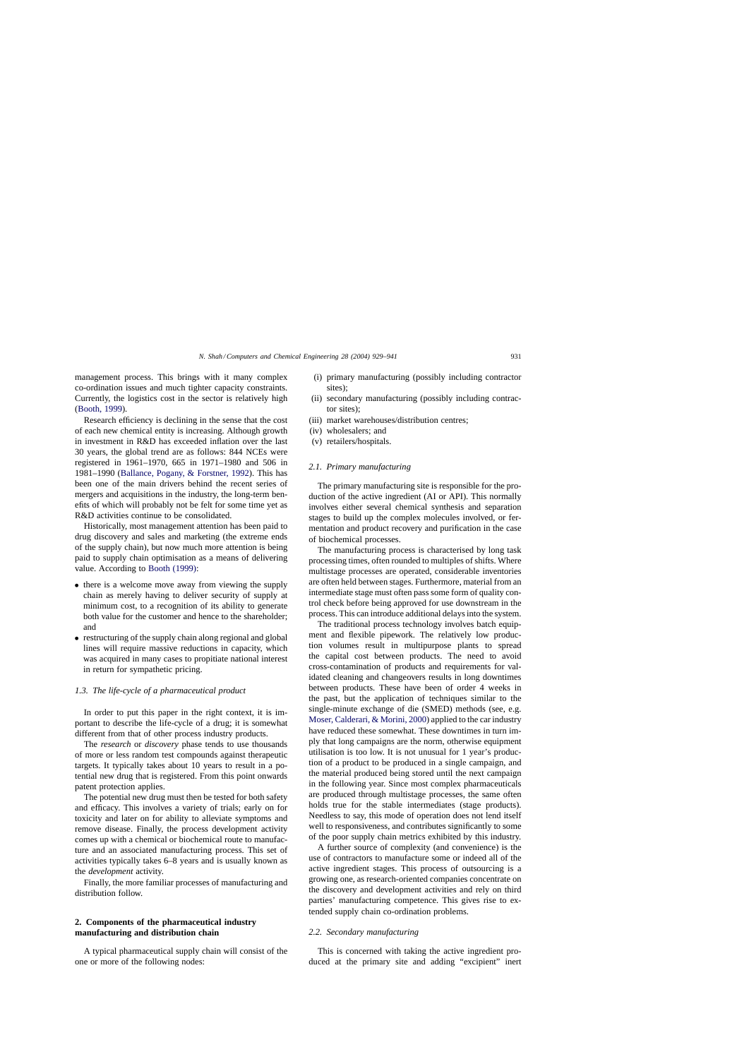management process. This brings with it many complex co-ordination issues and much tighter capacity constraints. Currently, the logistics cost in the sector is relatively high (Booth, 1999).

Research efficiency is declining in the sense that the cost of each new chemical entity is increasing. Although growth in investment in R&D has exceeded inflation over the last 30 years, the global trend are as follows: 844 NCEs were registered in 1961–1970, 665 in 1971–1980 and 506 in 1981–1990 (Ballance, Pogany, & Forstner, 1992). This has been one of the main drivers behind the recent series of mergers and acquisitions in the industry, the long-term benefits of which will probably not be felt for some time yet as R&D activities continue to be consolidated.

Historically, most management attention has been paid to drug discovery and sales and marketing (the extreme ends of the supply chain), but now much more attention is being paid to supply chain optimisation as a means of delivering value. According to Booth (1999):

- there is a welcome move away from viewing the supply chain as merely having to deliver security of supply at minimum cost, to a recognition of its ability to generate both value for the customer and hence to the shareholder; and
- restructuring of the supply chain along regional and global lines will require massive reductions in capacity, which was acquired in many cases to propitiate national interest in return for sympathetic pricing.

### 1.3. The life-cycle of a pharmaceutical product

In order to put this paper in the right context, it is important to describe the life-cycle of a drug; it is somewhat different from that of other process industry products.

The *research* or *discovery* phase tends to use thousands of more or less random test compounds against therapeutic targets. It typically takes about 10 years to result in a potential new drug that is registered. From this point onwards patent protection applies.

The potential new drug must then be tested for both safety and efficacy. This involves a variety of trials; early on for toxicity and later on for ability to alleviate symptoms and remove disease. Finally, the process development activity comes up with a chemical or biochemical route to manufacture and an associated manufacturing process. This set of activities typically takes 6–8 years and is usually known as the *development* activity.

Finally, the more familiar processes of manufacturing and distribution follow.

## 2. Components of the pharmaceutical industry manufacturing and distribution chain

A typical pharmaceutical supply chain will consist of the one or more of the following nodes:

(i) primary manufacturing (possibly including contractor sites);
(ii) secondary manufacturing (possibly including contractor sites);
(iii) market warehouses/distribution centres;
(iv) wholesalers; and
(v) retailers/hospitals.

### 2.1. Primary manufacturing

The primary manufacturing site is responsible for the production of the active ingredient (AI or API). This normally involves either several chemical synthesis and separation stages to build up the complex molecules involved, or fermentation and product recovery and purification in the case of biochemical processes.

The manufacturing process is characterised by long task processing times, often rounded to multiples of shifts. Where multistage processes are operated, considerable inventories are often held between stages. Furthermore, material from an intermediate stage must often pass some form of quality control check before being approved for use downstream in the process. This can introduce additional delays into the system.

The traditional process technology involves batch equipment and flexible pipework. The relatively low production volumes result in multipurpose plants to spread the capital cost between products. The need to avoid cross-contamination of products and requirements for validated cleaning and changeovers results in long downtimes between products. These have been of order 4 weeks in the past, but the application of techniques similar to the single-minute exchange of die (SMED) methods (see, e.g. Moser, Calderari, & Morini, 2000) applied to the car industry have reduced these somewhat. These downtimes in turn imply that long campaigns are the norm, otherwise equipment utilisation is too low. It is not unusual for 1 year's production of a product to be produced in a single campaign, and the material produced being stored until the next campaign in the following year. Since most complex pharmaceuticals are produced through multistage processes, the same often holds true for the stable intermediates (stage products). Needless to say, this mode of operation does not lend itself well to responsiveness, and contributes significantly to some of the poor supply chain metrics exhibited by this industry.

A further source of complexity (and convenience) is the use of contractors to manufacture some or indeed all of the active ingredient stages. This process of outsourcing is a growing one, as research-oriented companies concentrate on the discovery and development activities and rely on third parties' manufacturing competence. This gives rise to extended supply chain co-ordination problems.

### 2.2. Secondary manufacturing

This is concerned with taking the active ingredient produced at the primary site and adding "excipient" inert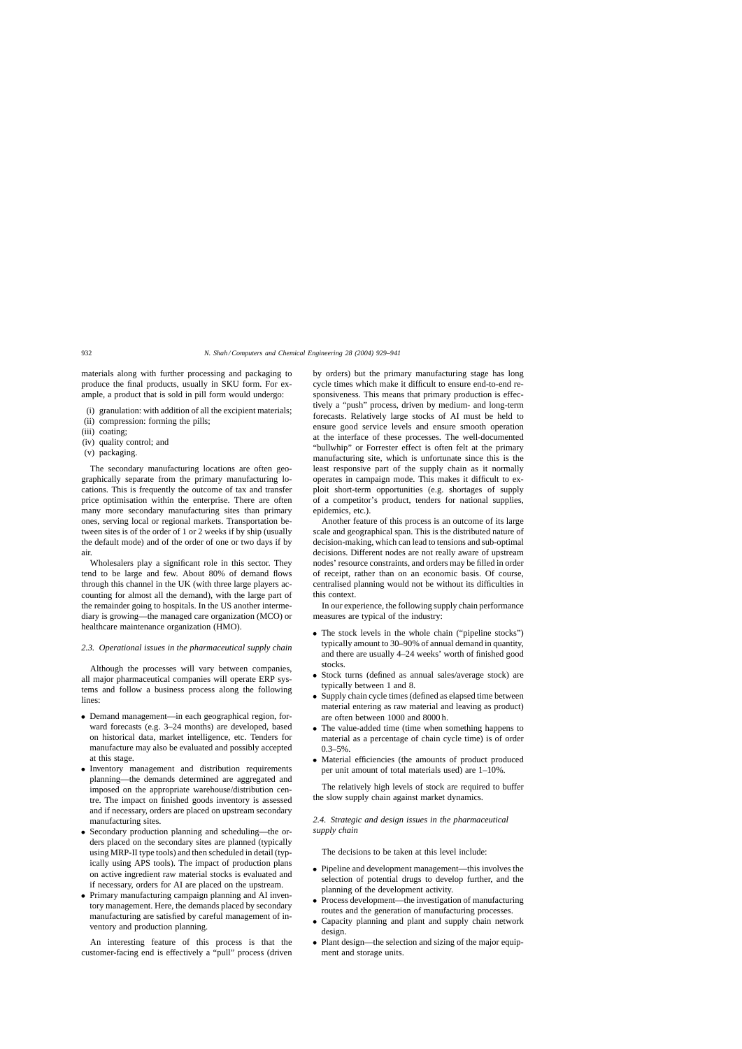materials along with further processing and packaging to produce the final products, usually in SKU form. For example, a product that is sold in pill form would undergo:

(i) granulation: with addition of all the excipient materials;
(ii) compression: forming the pills;
(iii) coating;
(iv) quality control; and
(v) packaging.

The secondary manufacturing locations are often geographically separate from the primary manufacturing locations. This is frequently the outcome of tax and transfer price optimisation within the enterprise. There are often many more secondary manufacturing sites than primary ones, serving local or regional markets. Transportation between sites is of the order of 1 or 2 weeks if by ship (usually the default mode) and of the order of one or two days if by air.

Wholesalers play a significant role in this sector. They tend to be large and few. About 80% of demand flows through this channel in the UK (with three large players accounting for almost all the demand), with the large part of the remainder going to hospitals. In the US another intermediary is growing—the managed care organization (MCO) or healthcare maintenance organization (HMO).

### *2.3. Operational issues in the pharmaceutical supply chain*

Although the processes will vary between companies, all major pharmaceutical companies will operate ERP systems and follow a business process along the following lines:

- Demand management—in each geographical region, forward forecasts (e.g. 3–24 months) are developed, based on historical data, market intelligence, etc. Tenders for manufacture may also be evaluated and possibly accepted at this stage.
- Inventory management and distribution requirements planning—the demands determined are aggregated and imposed on the appropriate warehouse/distribution centre. The impact on finished goods inventory is assessed and if necessary, orders are placed on upstream secondary manufacturing sites.
- Secondary production planning and scheduling—the orders placed on the secondary sites are planned (typically using MRP-II type tools) and then scheduled in detail (typically using APS tools). The impact of production plans on active ingredient raw material stocks is evaluated and if necessary, orders for AI are placed on the upstream.
- Primary manufacturing campaign planning and AI inventory management. Here, the demands placed by secondary manufacturing are satisfied by careful management of inventory and production planning.

An interesting feature of this process is that the customer-facing end is effectively a "pull" process (driven by orders) but the primary manufacturing stage has long cycle times which make it difficult to ensure end-to-end responsiveness. This means that primary production is effectively a "push" process, driven by medium- and long-term forecasts. Relatively large stocks of AI must be held to ensure good service levels and ensure smooth operation at the interface of these processes. The well-documented "bullwhip" or Forrester effect is often felt at the primary manufacturing site, which is unfortunate since this is the least responsive part of the supply chain as it normally operates in campaign mode. This makes it difficult to exploit short-term opportunities (e.g. shortages of supply of a competitor's product, tenders for national supplies, epidemics, etc.).

Another feature of this process is an outcome of its large scale and geographical span. This is the distributed nature of decision-making, which can lead to tensions and sub-optimal decisions. Different nodes are not really aware of upstream nodes' resource constraints, and orders may be filled in order of receipt, rather than on an economic basis. Of course, centralised planning would not be without its difficulties in this context.

In our experience, the following supply chain performance measures are typical of the industry:

- The stock levels in the whole chain ("pipeline stocks") typically amount to 30–90% of annual demand in quantity, and there are usually 4–24 weeks' worth of finished good stocks.
- Stock turns (defined as annual sales/average stock) are typically between 1 and 8.
- Supply chain cycle times (defined as elapsed time between material entering as raw material and leaving as product) are often between 1000 and 8000 h.
- The value-added time (time when something happens to material as a percentage of chain cycle time) is of order 0.3–5%.
- Material efficiencies (the amounts of product produced per unit amount of total materials used) are 1–10%.

The relatively high levels of stock are required to buffer the slow supply chain against market dynamics.

### *2.4. Strategic and design issues in the pharmaceutical supply chain*

The decisions to be taken at this level include:

- Pipeline and development management—this involves the selection of potential drugs to develop further, and the planning of the development activity.
- Process development—the investigation of manufacturing routes and the generation of manufacturing processes.
- Capacity planning and plant and supply chain network design.
- Plant design—the selection and sizing of the major equipment and storage units.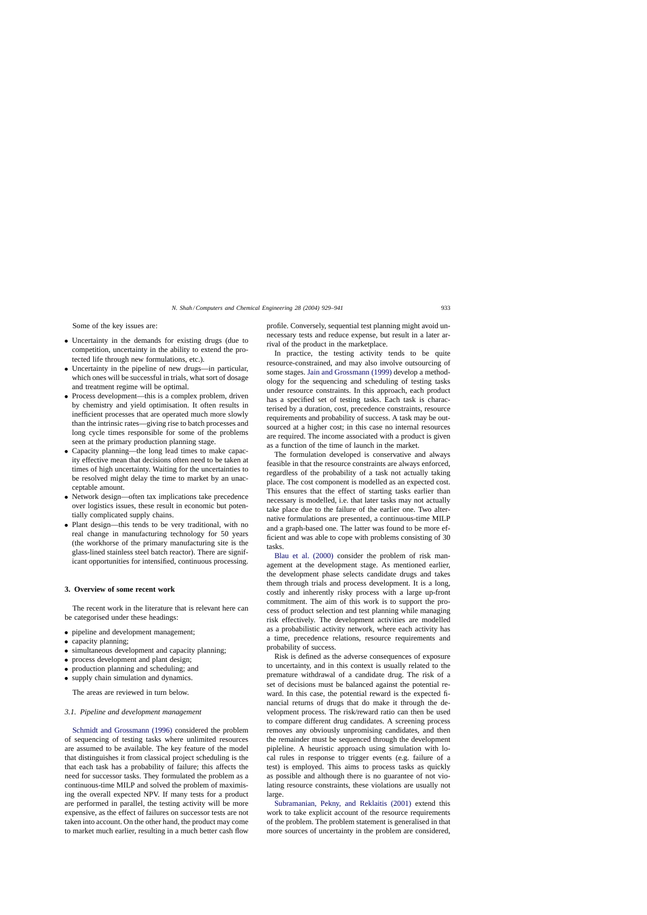Some of the key issues are:

- Uncertainty in the demands for existing drugs (due to competition, uncertainty in the ability to extend the protected life through new formulations, etc.).
- Uncertainty in the pipeline of new drugs—in particular, which ones will be successful in trials, what sort of dosage and treatment regime will be optimal.
- Process development—this is a complex problem, driven by chemistry and yield optimisation. It often results in inefficient processes that are operated much more slowly than the intrinsic rates—giving rise to batch processes and long cycle times responsible for some of the problems seen at the primary production planning stage.
- Capacity planning—the long lead times to make capacity effective mean that decisions often need to be taken at times of high uncertainty. Waiting for the uncertainties to be resolved might delay the time to market by an unacceptable amount.
- Network design—often tax implications take precedence over logistics issues, these result in economic but potentially complicated supply chains.
- Plant design—this tends to be very traditional, with no real change in manufacturing technology for 50 years (the workhorse of the primary manufacturing site is the glass-lined stainless steel batch reactor). There are significant opportunities for intensified, continuous processing.

## 3. Overview of some recent work

The recent work in the literature that is relevant here can be categorised under these headings:

- pipeline and development management;
- capacity planning;
- simultaneous development and capacity planning;
- process development and plant design;
- production planning and scheduling; and
- supply chain simulation and dynamics.

The areas are reviewed in turn below.

### *3.1. Pipeline and development management*

Schmidt and Grossmann (1996) considered the problem of sequencing of testing tasks where unlimited resources are assumed to be available. The key feature of the model that distinguishes it from classical project scheduling is the that each task has a probability of failure; this affects the need for successor tasks. They formulated the problem as a continuous-time MILP and solved the problem of maximising the overall expected NPV. If many tests for a product are performed in parallel, the testing activity will be more expensive, as the effect of failures on successor tests are not taken into account. On the other hand, the product may come to market much earlier, resulting in a much better cash flow profile. Conversely, sequential test planning might avoid unnecessary tests and reduce expense, but result in a later arrival of the product in the marketplace.

In practice, the testing activity tends to be quite resource-constrained, and may also involve outsourcing of some stages. Jain and Grossmann (1999) develop a methodology for the sequencing and scheduling of testing tasks under resource constraints. In this approach, each product has a specified set of testing tasks. Each task is characterised by a duration, cost, precedence constraints, resource requirements and probability of success. A task may be outsourced at a higher cost; in this case no internal resources are required. The income associated with a product is given as a function of the time of launch in the market.

The formulation developed is conservative and always feasible in that the resource constraints are always enforced, regardless of the probability of a task not actually taking place. The cost component is modelled as an expected cost. This ensures that the effect of starting tasks earlier than necessary is modelled, i.e. that later tasks may not actually take place due to the failure of the earlier one. Two alternative formulations are presented, a continuous-time MILP and a graph-based one. The latter was found to be more efficient and was able to cope with problems consisting of 30 tasks.

Blau et al. (2000) consider the problem of risk management at the development stage. As mentioned earlier, the development phase selects candidate drugs and takes them through trials and process development. It is a long, costly and inherently risky process with a large up-front commitment. The aim of this work is to support the process of product selection and test planning while managing risk effectively. The development activities are modelled as a probabilistic activity network, where each activity has a time, precedence relations, resource requirements and probability of success.

Risk is defined as the adverse consequences of exposure to uncertainty, and in this context is usually related to the premature withdrawal of a candidate drug. The risk of a set of decisions must be balanced against the potential reward. In this case, the potential reward is the expected financial returns of drugs that do make it through the development process. The risk/reward ratio can then be used to compare different drug candidates. A screening process removes any obviously unpromising candidates, and then the remainder must be sequenced through the development pipleline. A heuristic approach using simulation with local rules in response to trigger events (e.g. failure of a test) is employed. This aims to process tasks as quickly as possible and although there is no guarantee of not violating resource constraints, these violations are usually not large.

Subramanian, Pekny, and Reklaitis (2001) extend this work to take explicit account of the resource requirements of the problem. The problem statement is generalised in that more sources of uncertainty in the problem are considered,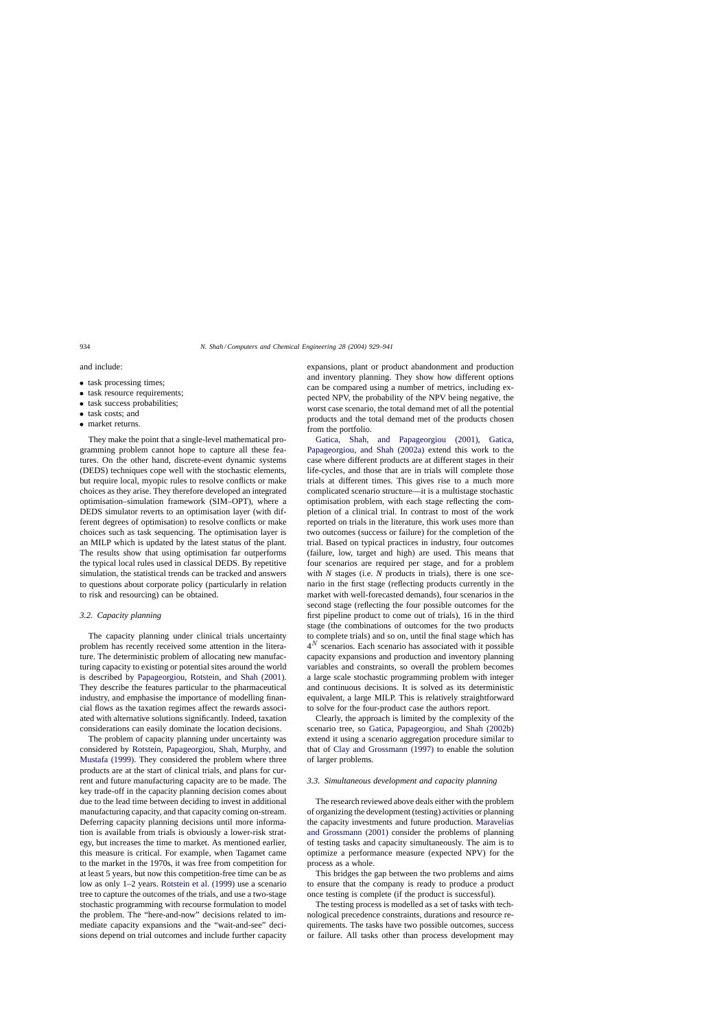and include:

- task processing times;
- task resource requirements;
- task success probabilities;
- task costs; and
- market returns.

They make the point that a single-level mathematical programming problem cannot hope to capture all these features. On the other hand, discrete-event dynamic systems (DEDS) techniques cope well with the stochastic elements, but require local, myopic rules to resolve conflicts or make choices as they arise. They therefore developed an integrated optimisation–simulation framework (SIM–OPT), where a DEDS simulator reverts to an optimisation layer (with different degrees of optimisation) to resolve conflicts or make choices such as task sequencing. The optimisation layer is an MILP which is updated by the latest status of the plant. The results show that using optimisation far outperforms the typical local rules used in classical DEDS. By repetitive simulation, the statistical trends can be tracked and answers to questions about corporate policy (particularly in relation to risk and resourcing) can be obtained.

### *3.2. Capacity planning*

The capacity planning under clinical trials uncertainty problem has recently received some attention in the literature. The deterministic problem of allocating new manufacturing capacity to existing or potential sites around the world is described by Papageorgiou, Rotstein, and Shah (2001). They describe the features particular to the pharmaceutical industry, and emphasise the importance of modelling financial flows as the taxation regimes affect the rewards associated with alternative solutions significantly. Indeed, taxation considerations can easily dominate the location decisions.

The problem of capacity planning under uncertainty was considered by Rotstein, Papageorgiou, Shah, Murphy, and Mustafa (1999). They considered the problem where three products are at the start of clinical trials, and plans for current and future manufacturing capacity are to be made. The key trade-off in the capacity planning decision comes about due to the lead time between deciding to invest in additional manufacturing capacity, and that capacity coming on-stream. Deferring capacity planning decisions until more information is available from trials is obviously a lower-risk strategy, but increases the time to market. As mentioned earlier, this measure is critical. For example, when Tagamet came to the market in the 1970s, it was free from competition for at least 5 years, but now this competition-free time can be as low as only 1–2 years. Rotstein et al. (1999) use a scenario tree to capture the outcomes of the trials, and use a two-stage stochastic programming with recourse formulation to model the problem. The "here-and-now" decisions related to immediate capacity expansions and the "wait-and-see" decisions depend on trial outcomes and include further capacity expansions, plant or product abandonment and production and inventory planning. They show how different options can be compared using a number of metrics, including expected NPV, the probability of the NPV being negative, the worst case scenario, the total demand met of all the potential products and the total demand met of the products chosen from the portfolio.

Gatica, Shah, and Papageorgiou (2001), Gatica, Papageorgiou, and Shah (2002a) extend this work to the case where different products are at different stages in their life-cycles, and those that are in trials will complete those trials at different times. This gives rise to a much more complicated scenario structure—it is a multistage stochastic optimisation problem, with each stage reflecting the completion of a clinical trial. In contrast to most of the work reported on trials in the literature, this work uses more than two outcomes (success or failure) for the completion of the trial. Based on typical practices in industry, four outcomes (failure, low, target and high) are used. This means that four scenarios are required per stage, and for a problem with $N$ stages (i.e. $N$ products in trials), there is one scenario in the first stage (reflecting products currently in the market with well-forecasted demands), four scenarios in the second stage (reflecting the four possible outcomes for the first pipeline product to come out of trials), 16 in the third stage (the combinations of outcomes for the two products to complete trials) and so on, until the final stage which has $4^N$ scenarios. Each scenario has associated with it possible capacity expansions and production and inventory planning variables and constraints, so overall the problem becomes a large scale stochastic programming problem with integer and continuous decisions. It is solved as its deterministic equivalent, a large MILP. This is relatively straightforward to solve for the four-product case the authors report.

Clearly, the approach is limited by the complexity of the scenario tree, so Gatica, Papageorgiou, and Shah (2002b) extend it using a scenario aggregation procedure similar to that of Clay and Grossmann (1997) to enable the solution of larger problems.

### *3.3. Simultaneous development and capacity planning*

The research reviewed above deals either with the problem of organizing the development (testing) activities or planning the capacity investments and future production. Maravelias and Grossmann (2001) consider the problems of planning of testing tasks and capacity simultaneously. The aim is to optimize a performance measure (expected NPV) for the process as a whole.

This bridges the gap between the two problems and aims to ensure that the company is ready to produce a product once testing is complete (if the product is successful).

The testing process is modelled as a set of tasks with technological precedence constraints, durations and resource requirements. The tasks have two possible outcomes, success or failure. All tasks other than process development may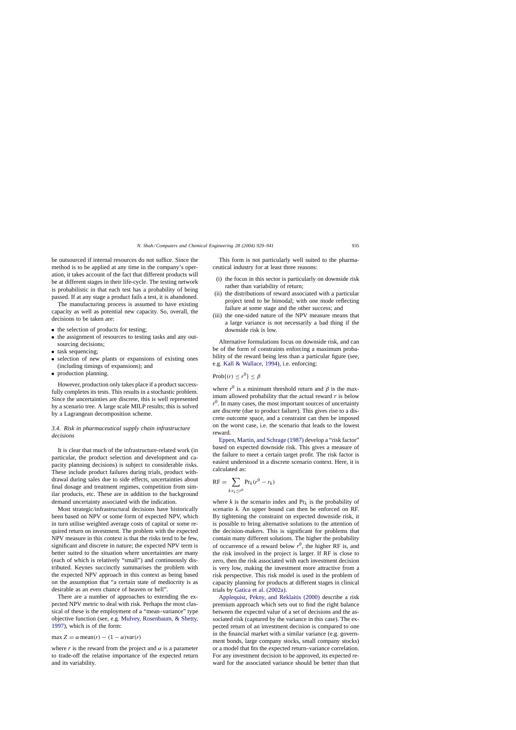be outsourced if internal resources do not suffice. Since the method is to be applied at any time in the company's operation, it takes account of the fact that different products will be at different stages in their life-cycle. The testing network is probabilistic in that each test has a probability of being passed. If at any stage a product fails a test, it is abandoned.

The manufacturing process is assumed to have existing capacity as well as potential new capacity. So, overall, the decisions to be taken are:

- the selection of products for testing;
- the assignment of resources to testing tasks and any outsourcing decisions;
- task sequencing;
- selection of new plants or expansions of existing ones (including timings of expansions); and
- production planning.

However, production only takes place if a product successfully completes its tests. This results in a stochastic problem. Since the uncertainties are discrete, this is well represented by a scenario tree. A large scale MILP results; this is solved by a Lagrangean decomposition scheme.

### 3.4. Risk in pharmaceutical supply chain infrastructure decisions

It is clear that much of the infrastructure-related work (in particular, the product selection and development and capacity planning decisions) is subject to considerable risks. These include product failures during trials, product withdrawal during sales due to side effects, uncertainties about final dosage and treatment regimes, competition from similar products, etc. These are in addition to the background demand uncertainty associated with the indication.

Most strategic/infrastructural decisions have historically been based on NPV or some form of expected NPV, which in turn utilise weighted average costs of capital or some required return on investment. The problem with the expected NPV measure in this context is that the risks tend to be few, significant and discrete in nature; the expected NPV term is better suited to the situation where uncertainties are many (each of which is relatively "small") and continuously distributed. Keynes succinctly summarises the problem with the expected NPV approach in this context as being based on the assumption that "a certain state of mediocrity is as desirable as an even chance of heaven or hell".

There are a number of approaches to extending the expected NPV metric to deal with risk. Perhaps the most classical of these is the employment of a "mean–variance" type objective function (see, e.g. Mulvey, Rosenbaum, & Shetty, 1997), which is of the form:

$$\max Z = \alpha\,\text{mean}(r) - (1-\alpha)\text{var}(r)$$

where $r$ is the reward from the project and $\alpha$ is a parameter to trade-off the relative importance of the expected return and its variability.

This form is not particularly well suited to the pharmaceutical industry for at least three reasons:

(i) the focus in this sector is particularly on downside risk rather than variability of return;
(ii) the distributions of reward associated with a particular project tend to be bimodal; with one mode reflecting failure at some stage and the other success; and
(iii) the one-sided nature of the NPV measure means that a large variance is not necessarily a bad thing if the downside risk is low.

Alternative formulations focus on downside risk, and can be of the form of constraints enforcing a maximum probability of the reward being less than a particular figure (see, e.g. Kall & Wallace, 1994), i.e. enforcing:

$$\text{Prob}\{(r) \le r^0\} \le \beta$$

where $r^0$ is a minimum threshold return and $\beta$ is the maximum allowed probability that the actual reward $r$ is below $r^0$. In many cases, the most important sources of uncertainty are discrete (due to product failure). This gives rise to a discrete outcome space, and a constraint can then be imposed on the worst case, i.e. the scenario that leads to the lowest reward.

Eppen, Martin, and Schrage (1987) develop a "risk factor" based on expected downside risk. This gives a measure of the failure to meet a certain target profit. The risk factor is easiest understood in a discrete scenario context. Here, it is calculated as:

$$\text{RF} = \sum_{k:r_k \le r^0} \text{Pr}_k(r^0 - r_k)$$

where $k$ is the scenario index and $\text{Pr}_k$ is the probability of scenario $k$. An upper bound can then be enforced on RF. By tightening the constraint on expected downside risk, it is possible to bring alternative solutions to the attention of the decision-makers. This is significant for problems that contain many different solutions. The higher the probability of occurrence of a reward below $r^0$, the higher RF is, and the risk involved in the project is larger. If RF is close to zero, then the risk associated with each investment decision is very low, making the investment more attractive from a risk perspective. This risk model is used in the problem of capacity planning for products at different stages in clinical trials by Gatica et al. (2002a).

Applequist, Pekny, and Reklaitis (2000) describe a risk premium approach which sets out to find the right balance between the expected value of a set of decisions and the associated risk (captured by the variance in this case). The expected return of an investment decision is compared to one in the financial market with a similar variance (e.g. government bonds, large company stocks, small company stocks) or a model that fits the expected return–variance correlation. For any investment decision to be approved, its expected reward for the associated variance should be better than that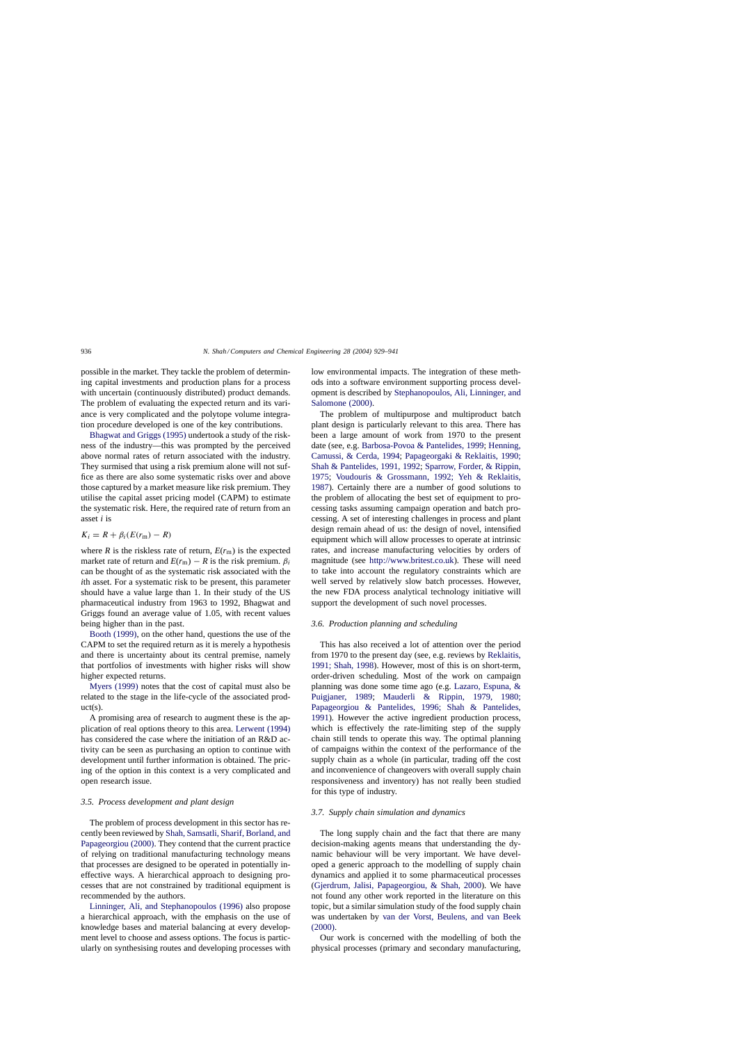possible in the market. They tackle the problem of determining capital investments and production plans for a process with uncertain (continuously distributed) product demands. The problem of evaluating the expected return and its variance is very complicated and the polytope volume integration procedure developed is one of the key contributions.

Bhagwat and Griggs (1995) undertook a study of the riskness of the industry—this was prompted by the perceived above normal rates of return associated with the industry. They surmised that using a risk premium alone will not suffice as there are also some systematic risks over and above those captured by a market measure like risk premium. They utilise the capital asset pricing model (CAPM) to estimate the systematic risk. Here, the required rate of return from an asset $i$ is

$$K_i = R + \beta_i(E(r_m) - R)$$

where $R$ is the riskless rate of return, $E(r_m)$ is the expected market rate of return and $E(r_m) - R$ is the risk premium. $\beta_i$ can be thought of as the systematic risk associated with the $i$th asset. For a systematic risk to be present, this parameter should have a value large than 1. In their study of the US pharmaceutical industry from 1963 to 1992, Bhagwat and Griggs found an average value of 1.05, with recent values being higher than in the past.

Booth (1999), on the other hand, questions the use of the CAPM to set the required return as it is merely a hypothesis and there is uncertainty about its central premise, namely that portfolios of investments with higher risks will show higher expected returns.

Myers (1999) notes that the cost of capital must also be related to the stage in the life-cycle of the associated product(s).

A promising area of research to augment these is the application of real options theory to this area. Lerwent (1994) has considered the case where the initiation of an R&D activity can be seen as purchasing an option to continue with development until further information is obtained. The pricing of the option in this context is a very complicated and open research issue.

### 3.5. Process development and plant design

The problem of process development in this sector has recently been reviewed by Shah, Samsatli, Sharif, Borland, and Papageorgiou (2000). They contend that the current practice of relying on traditional manufacturing technology means that processes are designed to be operated in potentially ineffective ways. A hierarchical approach to designing processes that are not constrained by traditional equipment is recommended by the authors.

Linninger, Ali, and Stephanopoulos (1996) also propose a hierarchical approach, with the emphasis on the use of knowledge bases and material balancing at every development level to choose and assess options. The focus is particularly on synthesising routes and developing processes with low environmental impacts. The integration of these methods into a software environment supporting process development is described by Stephanopoulos, Ali, Linninger, and Salomone (2000).

The problem of multipurpose and multiproduct batch plant design is particularly relevant to this area. There has been a large amount of work from 1970 to the present date (see, e.g. Barbosa-Povoa & Pantelides, 1999; Henning, Camussi, & Cerda, 1994; Papageorgaki & Reklaitis, 1990; Shah & Pantelides, 1991, 1992; Sparrow, Forder, & Rippin, 1975; Voudouris & Grossmann, 1992; Yeh & Reklaitis, 1987). Certainly there are a number of good solutions to the problem of allocating the best set of equipment to processing tasks assuming campaign operation and batch processing. A set of interesting challenges in process and plant design remain ahead of us: the design of novel, intensified equipment which will allow processes to operate at intrinsic rates, and increase manufacturing velocities by orders of magnitude (see http://www.britest.co.uk). These will need to take into account the regulatory constraints which are well served by relatively slow batch processes. However, the new FDA process analytical technology initiative will support the development of such novel processes.

### 3.6. Production planning and scheduling

This has also received a lot of attention over the period from 1970 to the present day (see, e.g. reviews by Reklaitis, 1991; Shah, 1998). However, most of this is on short-term, order-driven scheduling. Most of the work on campaign planning was done some time ago (e.g. Lazaro, Espuna, & Puigjaner, 1989; Mauderli & Rippin, 1979, 1980; Papageorgiou & Pantelides, 1996; Shah & Pantelides, 1991). However the active ingredient production process, which is effectively the rate-limiting step of the supply chain still tends to operate this way. The optimal planning of campaigns within the context of the performance of the supply chain as a whole (in particular, trading off the cost and inconvenience of changeovers with overall supply chain responsiveness and inventory) has not really been studied for this type of industry.

### 3.7. Supply chain simulation and dynamics

The long supply chain and the fact that there are many decision-making agents means that understanding the dynamic behaviour will be very important. We have developed a generic approach to the modelling of supply chain dynamics and applied it to some pharmaceutical processes (Gjerdrum, Jalisi, Papageorgiou, & Shah, 2000). We have not found any other work reported in the literature on this topic, but a similar simulation study of the food supply chain was undertaken by van der Vorst, Beulens, and van Beek (2000).

Our work is concerned with the modelling of both the physical processes (primary and secondary manufacturing,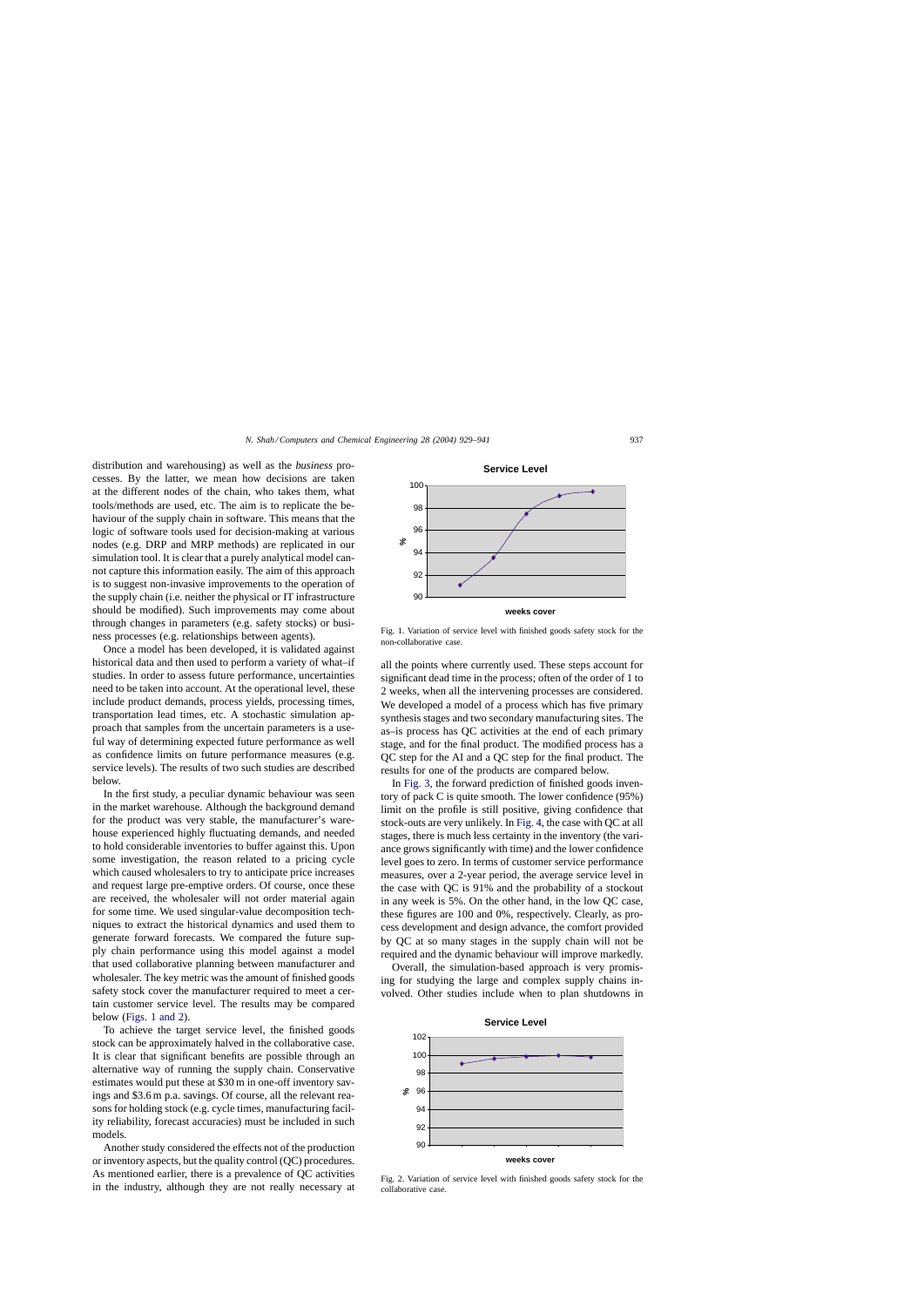distribution and warehousing) as well as the *business* processes. By the latter, we mean how decisions are taken at the different nodes of the chain, who takes them, what tools/methods are used, etc. The aim is to replicate the behaviour of the supply chain in software. This means that the logic of software tools used for decision-making at various nodes (e.g. DRP and MRP methods) are replicated in our simulation tool. It is clear that a purely analytical model cannot capture this information easily. The aim of this approach is to suggest non-invasive improvements to the operation of the supply chain (i.e. neither the physical or IT infrastructure should be modified). Such improvements may come about through changes in parameters (e.g. safety stocks) or business processes (e.g. relationships between agents).

Once a model has been developed, it is validated against historical data and then used to perform a variety of what–if studies. In order to assess future performance, uncertainties need to be taken into account. At the operational level, these include product demands, process yields, processing times, transportation lead times, etc. A stochastic simulation approach that samples from the uncertain parameters is a useful way of determining expected future performance as well as confidence limits on future performance measures (e.g. service levels). The results of two such studies are described below.

In the first study, a peculiar dynamic behaviour was seen in the market warehouse. Although the background demand for the product was very stable, the manufacturer's warehouse experienced highly fluctuating demands, and needed to hold considerable inventories to buffer against this. Upon some investigation, the reason related to a pricing cycle which caused wholesalers to try to anticipate price increases and request large pre-emptive orders. Of course, once these are received, the wholesaler will not order material again for some time. We used singular-value decomposition techniques to extract the historical dynamics and used them to generate forward forecasts. We compared the future supply chain performance using this model against a model that used collaborative planning between manufacturer and wholesaler. The key metric was the amount of finished goods safety stock cover the manufacturer required to meet a certain customer service level. The results may be compared below (Figs. 1 and 2).

To achieve the target service level, the finished goods stock can be approximately halved in the collaborative case. It is clear that significant benefits are possible through an alternative way of running the supply chain. Conservative estimates would put these at \$30 m in one-off inventory savings and \$3.6 m p.a. savings. Of course, all the relevant reasons for holding stock (e.g. cycle times, manufacturing facility reliability, forecast accuracies) must be included in such models.

Another study considered the effects not of the production or inventory aspects, but the quality control (QC) procedures. As mentioned earlier, there is a prevalence of QC activities in the industry, although they are not really necessary at all the points where currently used. These steps account for significant dead time in the process; often of the order of 1 to 2 weeks, when all the intervening processes are considered. We developed a model of a process which has five primary synthesis stages and two secondary manufacturing sites. The as–is process has QC activities at the end of each primary stage, and for the final product. The modified process has a QC step for the AI and a QC step for the final product. The results for one of the products are compared below.

In Fig. 3, the forward prediction of finished goods inventory of pack C is quite smooth. The lower confidence (95%) limit on the profile is still positive, giving confidence that stock-outs are very unlikely. In Fig. 4, the case with QC at all stages, there is much less certainty in the inventory (the variance grows significantly with time) and the lower confidence level goes to zero. In terms of customer service performance measures, over a 2-year period, the average service level in the case with QC is 91% and the probability of a stockout in any week is 5%. On the other hand, in the low QC case, these figures are 100 and 0%, respectively. Clearly, as process development and design advance, the comfort provided by QC at so many stages in the supply chain will not be required and the dynamic behaviour will improve markedly.

Overall, the simulation-based approach is very promising for studying the large and complex supply chains involved. Other studies include when to plan shutdowns in

Service Level

100
98
96
94
92
90

%

weeks cover

Fig. 1. Variation of service level with finished goods safety stock for the non-collaborative case.

Service Level

102
100
98
96
94
92
90

%

weeks cover

Fig. 2. Variation of service level with finished goods safety stock for the collaborative case.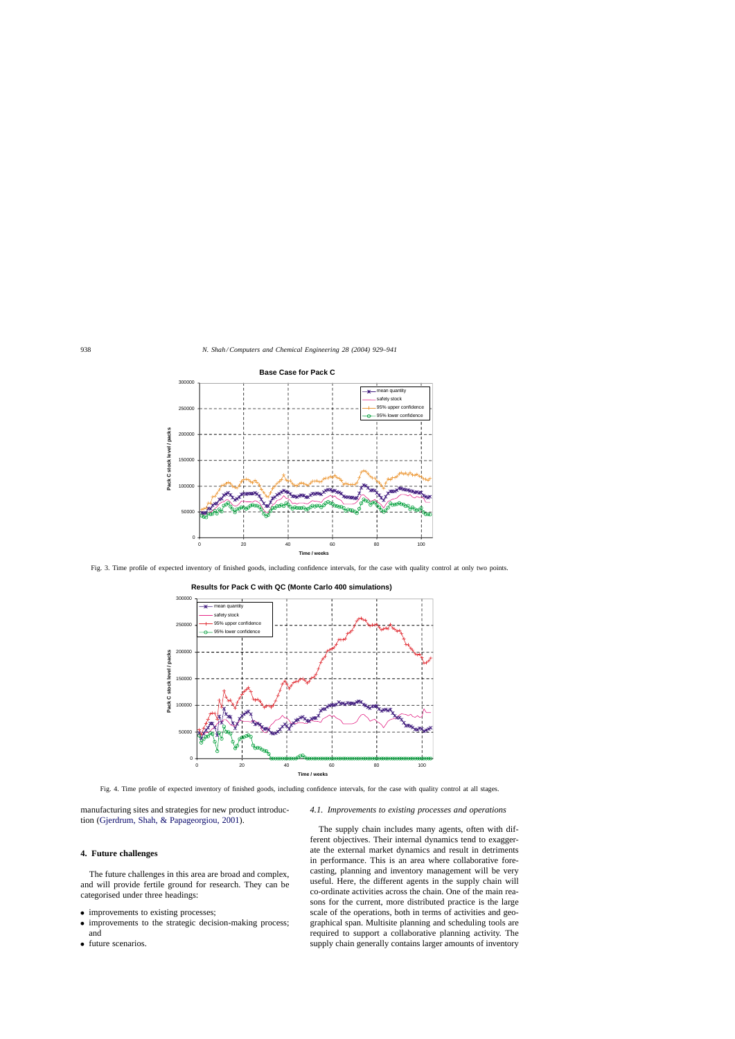Fig. 3. Time profile of expected inventory of finished goods, including confidence intervals, for the case with quality control at only two points.

Fig. 4. Time profile of expected inventory of finished goods, including confidence intervals, for the case with quality control at all stages.

manufacturing sites and strategies for new product introduction (Gjerdrum, Shah, & Papageorgiou, 2001).

## 4. Future challenges

The future challenges in this area are broad and complex, and will provide fertile ground for research. They can be categorised under three headings:

- improvements to existing processes;
- improvements to the strategic decision-making process; and
- future scenarios.

### 4.1. Improvements to existing processes and operations

The supply chain includes many agents, often with different objectives. Their internal dynamics tend to exaggerate the external market dynamics and result in detriments in performance. This is an area where collaborative forecasting, planning and inventory management will be very useful. Here, the different agents in the supply chain will co-ordinate activities across the chain. One of the main reasons for the current, more distributed practice is the large scale of the operations, both in terms of activities and geographical span. Multisite planning and scheduling tools are required to support a collaborative planning activity. The supply chain generally contains larger amounts of inventory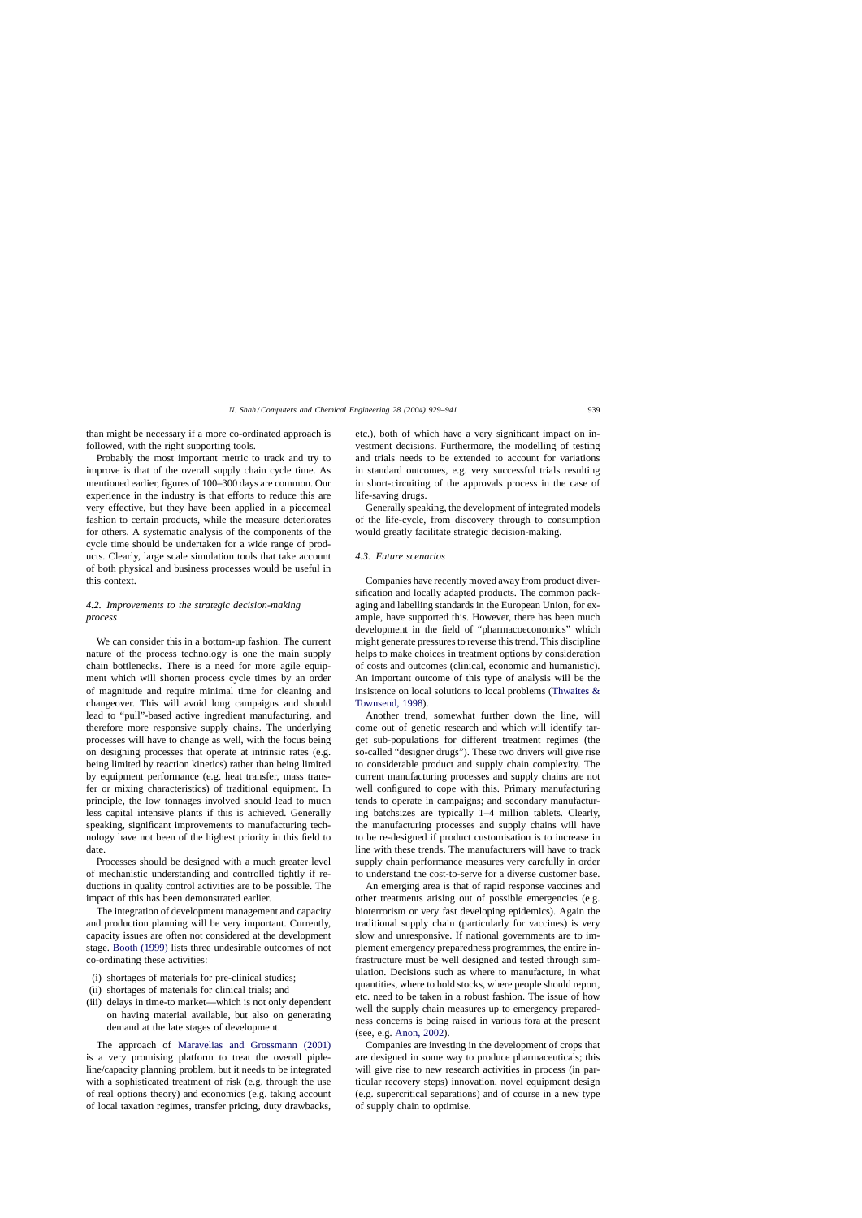than might be necessary if a more co-ordinated approach is followed, with the right supporting tools.

Probably the most important metric to track and try to improve is that of the overall supply chain cycle time. As mentioned earlier, figures of 100–300 days are common. Our experience in the industry is that efforts to reduce this are very effective, but they have been applied in a piecemeal fashion to certain products, while the measure deteriorates for others. A systematic analysis of the components of the cycle time should be undertaken for a wide range of products. Clearly, large scale simulation tools that take account of both physical and business processes would be useful in this context.

### 4.2. Improvements to the strategic decision-making process

We can consider this in a bottom-up fashion. The current nature of the process technology is one the main supply chain bottlenecks. There is a need for more agile equipment which will shorten process cycle times by an order of magnitude and require minimal time for cleaning and changeover. This will avoid long campaigns and should lead to "pull"-based active ingredient manufacturing, and therefore more responsive supply chains. The underlying processes will have to change as well, with the focus being on designing processes that operate at intrinsic rates (e.g. being limited by reaction kinetics) rather than being limited by equipment performance (e.g. heat transfer, mass transfer or mixing characteristics) of traditional equipment. In principle, the low tonnages involved should lead to much less capital intensive plants if this is achieved. Generally speaking, significant improvements to manufacturing technology have not been of the highest priority in this field to date.

Processes should be designed with a much greater level of mechanistic understanding and controlled tightly if reductions in quality control activities are to be possible. The impact of this has been demonstrated earlier.

The integration of development management and capacity and production planning will be very important. Currently, capacity issues are often not considered at the development stage. Booth (1999) lists three undesirable outcomes of not co-ordinating these activities:

(i) shortages of materials for pre-clinical studies;
(ii) shortages of materials for clinical trials; and
(iii) delays in time-to market—which is not only dependent on having material available, but also on generating demand at the late stages of development.

The approach of Maravelias and Grossmann (2001) is a very promising platform to treat the overall pipleline/capacity planning problem, but it needs to be integrated with a sophisticated treatment of risk (e.g. through the use of real options theory) and economics (e.g. taking account of local taxation regimes, transfer pricing, duty drawbacks, etc.), both of which have a very significant impact on investment decisions. Furthermore, the modelling of testing and trials needs to be extended to account for variations in standard outcomes, e.g. very successful trials resulting in short-circuiting of the approvals process in the case of life-saving drugs.

Generally speaking, the development of integrated models of the life-cycle, from discovery through to consumption would greatly facilitate strategic decision-making.

### 4.3. Future scenarios

Companies have recently moved away from product diversification and locally adapted products. The common packaging and labelling standards in the European Union, for example, have supported this. However, there has been much development in the field of "pharmacoeconomics" which might generate pressures to reverse this trend. This discipline helps to make choices in treatment options by consideration of costs and outcomes (clinical, economic and humanistic). An important outcome of this type of analysis will be the insistence on local solutions to local problems (Thwaites & Townsend, 1998).

Another trend, somewhat further down the line, will come out of genetic research and which will identify target sub-populations for different treatment regimes (the so-called "designer drugs"). These two drivers will give rise to considerable product and supply chain complexity. The current manufacturing processes and supply chains are not well configured to cope with this. Primary manufacturing tends to operate in campaigns; and secondary manufacturing batchsizes are typically 1–4 million tablets. Clearly, the manufacturing processes and supply chains will have to be re-designed if product customisation is to increase in line with these trends. The manufacturers will have to track supply chain performance measures very carefully in order to understand the cost-to-serve for a diverse customer base.

An emerging area is that of rapid response vaccines and other treatments arising out of possible emergencies (e.g. bioterrorism or very fast developing epidemics). Again the traditional supply chain (particularly for vaccines) is very slow and unresponsive. If national governments are to implement emergency preparedness programmes, the entire infrastructure must be well designed and tested through simulation. Decisions such as where to manufacture, in what quantities, where to hold stocks, where people should report, etc. need to be taken in a robust fashion. The issue of how well the supply chain measures up to emergency preparedness concerns is being raised in various fora at the present (see, e.g. Anon, 2002).

Companies are investing in the development of crops that are designed in some way to produce pharmaceuticals; this will give rise to new research activities in process (in particular recovery steps) innovation, novel equipment design (e.g. supercritical separations) and of course in a new type of supply chain to optimise.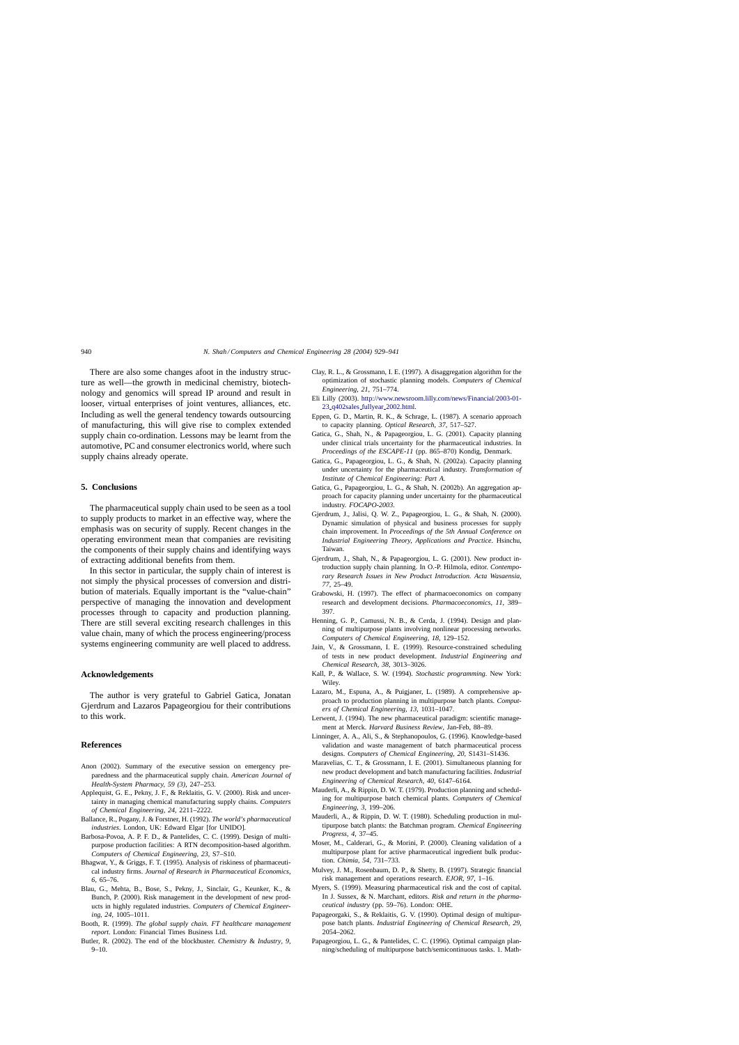There are also some changes afoot in the industry structure as well—the growth in medicinal chemistry, biotechnology and genomics will spread IP around and result in looser, virtual enterprises of joint ventures, alliances, etc. Including as well the general tendency towards outsourcing of manufacturing, this will give rise to complex extended supply chain co-ordination. Lessons may be learnt from the automotive, PC and consumer electronics world, where such supply chains already operate.

## 5. Conclusions

The pharmaceutical supply chain used to be seen as a tool to supply products to market in an effective way, where the emphasis was on security of supply. Recent changes in the operating environment mean that companies are revisiting the components of their supply chains and identifying ways of extracting additional benefits from them.

In this sector in particular, the supply chain of interest is not simply the physical processes of conversion and distribution of materials. Equally important is the "value-chain" perspective of managing the innovation and development processes through to capacity and production planning. There are still several exciting research challenges in this value chain, many of which the process engineering/process systems engineering community are well placed to address.

## Acknowledgements

The author is very grateful to Gabriel Gatica, Jonatan Gjerdrum and Lazaros Papageorgiou for their contributions to this work.

## References

Anon (2002). Summary of the executive session on emergency preparedness and the pharmaceutical supply chain. *American Journal of Health-System Pharmacy, 59 (3)*, 247–253.

Applequist, G. E., Pekny, J. F., & Reklaitis, G. V. (2000). Risk and uncertainty in managing chemical manufacturing supply chains. *Computers of Chemical Engineering, 24*, 2211–2222.

Ballance, R., Pogany, J. & Forstner, H. (1992). *The world's pharmaceutical industries*. London, UK: Edward Elgar [for UNIDO].

Barbosa-Povoa, A. P. F. D., & Pantelides, C. C. (1999). Design of multipurpose production facilities: A RTN decomposition-based algorithm. *Computers of Chemical Engineering, 23*, S7–S10.

Bhagwat, Y., & Griggs, F. T. (1995). Analysis of riskiness of pharmaceutical industry firms. *Journal of Research in Pharmaceutical Economics, 6*, 65–76.

Blau, G., Mehta, B., Bose, S., Pekny, J., Sinclair, G., Keunker, K., & Bunch, P. (2000). Risk management in the development of new products in highly regulated industries. *Computers of Chemical Engineering, 24*, 1005–1011.

Booth, R. (1999). *The global supply chain. FT healthcare management report*. London: Financial Times Business Ltd.

Butler, R. (2002). The end of the blockbuster. *Chemistry & Industry, 9*, 9–10.

Clay, R. L., & Grossmann, I. E. (1997). A disaggregation algorithm for the optimization of stochastic planning models. *Computers of Chemical Engineering, 21*, 751–774.

Eli Lilly (2003). http://www.newsroom.lilly.com/news/Financial/2003-01-23_q402sales_fullyear_2002.html.

Eppen, G. D., Martin, R. K., & Schrage, L. (1987). A scenario approach to capacity planning. *Optical Research, 37*, 517–527.

Gatica, G., Shah, N., & Papageorgiou, L. G. (2001). Capacity planning under clinical trials uncertainty for the pharmaceutical industries. In *Proceedings of the ESCAPE-11* (pp. 865–870) Kondig, Denmark.

Gatica, G., Papageorgiou, L. G., & Shah, N. (2002a). Capacity planning under uncertainty for the pharmaceutical industry. *Transformation of Institute of Chemical Engineering: Part A*.

Gatica, G., Papageorgiou, L. G., & Shah, N. (2002b). An aggregation approach for capacity planning under uncertainty for the pharmaceutical industry. *FOCAPO-2003*.

Gjerdrum, J., Jalisi, Q. W. Z., Papageorgiou, L. G., & Shah, N. (2000). Dynamic simulation of physical and business processes for supply chain improvement. In *Proceedings of the 5th Annual Conference on Industrial Engineering Theory, Applications and Practice*. Hsinchu, Taiwan.

Gjerdrum, J., Shah, N., & Papageorgiou, L. G. (2001). New product introduction supply chain planning. In O.-P. Hilmola, editor. *Contemporary Research Issues in New Product Introduction. Acta Wasaensia, 77*, 25–49.

Grabowski, H. (1997). The effect of pharmacoeconomics on company research and development decisions. *Pharmacoeconomics, 11*, 389–397.

Henning, G. P., Camussi, N. B., & Cerda, J. (1994). Design and planning of multipurpose plants involving nonlinear processing networks. *Computers of Chemical Engineering, 18*, 129–152.

Jain, V., & Grossmann, I. E. (1999). Resource-constrained scheduling of tests in new product development. *Industrial Engineering and Chemical Research, 38*, 3013–3026.

Kall, P., & Wallace, S. W. (1994). *Stochastic programming*. New York: Wiley.

Lazaro, M., Espuna, A., & Puigjaner, L. (1989). A comprehensive approach to production planning in multipurpose batch plants. *Computers of Chemical Engineering, 13*, 1031–1047.

Lerwent, J. (1994). The new pharmaceutical paradigm: scientific management at Merck. *Harvard Business Review*, Jan-Feb, 88–89.

Linninger, A. A., Ali, S., & Stephanopoulos, G. (1996). Knowledge-based validation and waste management of batch pharmaceutical process designs. *Computers of Chemical Engineering, 20*, S1431–S1436.

Maravelias, C. T., & Grossmann, I. E. (2001). Simultaneous planning for new product development and batch manufacturing facilities. *Industrial Engineering of Chemical Research, 40*, 6147–6164.

Mauderli, A., & Rippin, D. W. T. (1979). Production planning and scheduling for multipurpose batch chemical plants. *Computers of Chemical Engineering, 3*, 199–206.

Mauderli, A., & Rippin, D. W. T. (1980). Scheduling production in multipurpose batch plants: the Batchman program. *Chemical Engineering Progress, 4*, 37–45.

Moser, M., Calderari, G., & Morini, P. (2000). Cleaning validation of a multipurpose plant for active pharmaceutical ingredient bulk production. *Chimia, 54*, 731–733.

Mulvey, J. M., Rosenbaum, D. P., & Shetty, B. (1997). Strategic financial risk management and operations research. *EJOR, 97*, 1–16.

Myers, S. (1999). Measuring pharmaceutical risk and the cost of capital. In J. Sussex, & N. Marchant, editors. *Risk and return in the pharmaceutical industry* (pp. 59–76). London: OHE.

Papageorgaki, S., & Reklaitis, G. V. (1990). Optimal design of multipurpose batch plants. *Industrial Engineering of Chemical Research, 29*, 2054–2062.

Papageorgiou, L. G., & Pantelides, C. C. (1996). Optimal campaign planning/scheduling of multipurpose batch/semicontinuous tasks. 1. Math-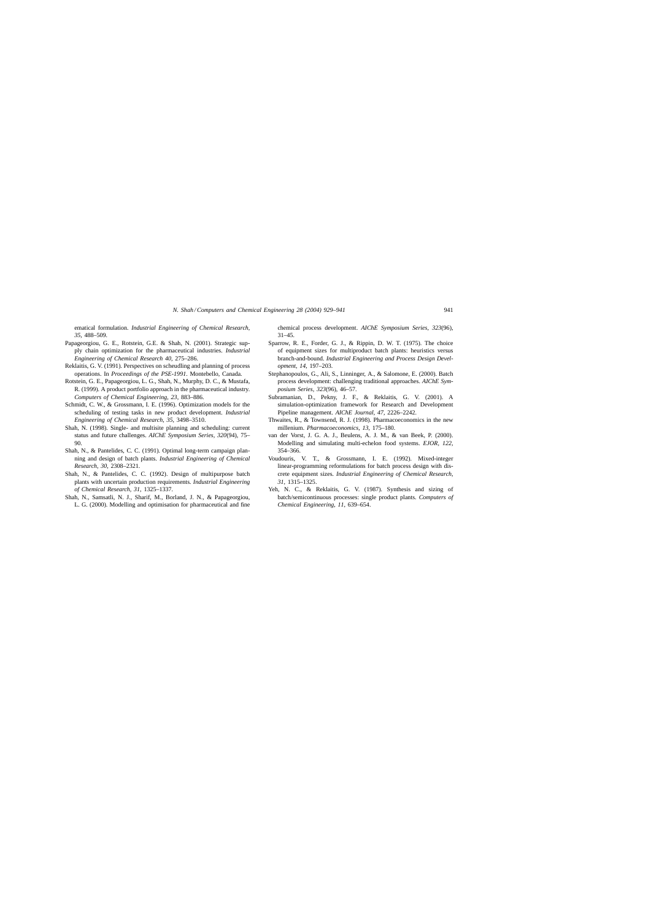ematical formulation. *Industrial Engineering of Chemical Research, 35*, 488–509.

Papageorgiou, G. E., Rotstein, G.E. & Shah, N. (2001). Strategic supply chain optimization for the pharmaceutical industries. *Industrial Engineering of Chemical Research 40*, 275–286.

Reklaitis, G. V. (1991). Perspectives on scheudling and planning of process operations. In *Proceedings of the PSE-1991*. Montebello, Canada.

Rotstein, G. E., Papageorgiou, L. G., Shah, N., Murphy, D. C., & Mustafa, R. (1999). A product portfolio approach in the pharmaceutical industry. *Computers of Chemical Engineering, 23*, 883–886.

Schmidt, C. W., & Grossmann, I. E. (1996). Optimization models for the scheduling of testing tasks in new product development. *Industrial Engineering of Chemical Research, 35*, 3498–3510.

Shah, N. (1998). Single- and multisite planning and scheduling: current status and future challenges. *AIChE Symposium Series, 320*(94), 75–90.

Shah, N., & Pantelides, C. C. (1991). Optimal long-term campaign planning and design of batch plants. *Industrial Engineering of Chemical Research, 30*, 2308–2321.

Shah, N., & Pantelides, C. C. (1992). Design of multipurpose batch plants with uncertain production requirements. *Industrial Engineering of Chemical Research, 31*, 1325–1337.

Shah, N., Samsatli, N. J., Sharif, M., Borland, J. N., & Papageorgiou, L. G. (2000). Modelling and optimisation for pharmaceutical and fine chemical process development. *AIChE Symposium Series, 323*(96), 31–45.

Sparrow, R. E., Forder, G. J., & Rippin, D. W. T. (1975). The choice of equipment sizes for multiproduct batch plants: heuristics versus branch-and-bound. *Industrial Engineering and Process Design Development, 14*, 197–203.

Stephanopoulos, G., Ali, S., Linninger, A., & Salomone, E. (2000). Batch process development: challenging traditional approaches. *AIChE Symposium Series, 323*(96), 46–57.

Subramanian, D., Pekny, J. F., & Reklaitis, G. V. (2001). A simulation-optimization framework for Research and Development Pipeline management. *AIChE Journal, 47*, 2226–2242.

Thwaites, R., & Townsend, R. J. (1998). Pharmacoeconomics in the new millenium. *Pharmacoeconomics, 13*, 175–180.

van der Vorst, J. G. A. J., Beulens, A. J. M., & van Beek, P. (2000). Modelling and simulating multi-echelon food systems. *EJOR, 122*, 354–366.

Voudouris, V. T., & Grossmann, I. E. (1992). Mixed-integer linear-programming reformulations for batch process design with discrete equipment sizes. *Industrial Engineering of Chemical Research, 31*, 1315–1325.

Yeh, N. C., & Reklaitis, G. V. (1987). Synthesis and sizing of batch/semicontinuous processes: single product plants. *Computers of Chemical Engineering, 11*, 639–654.